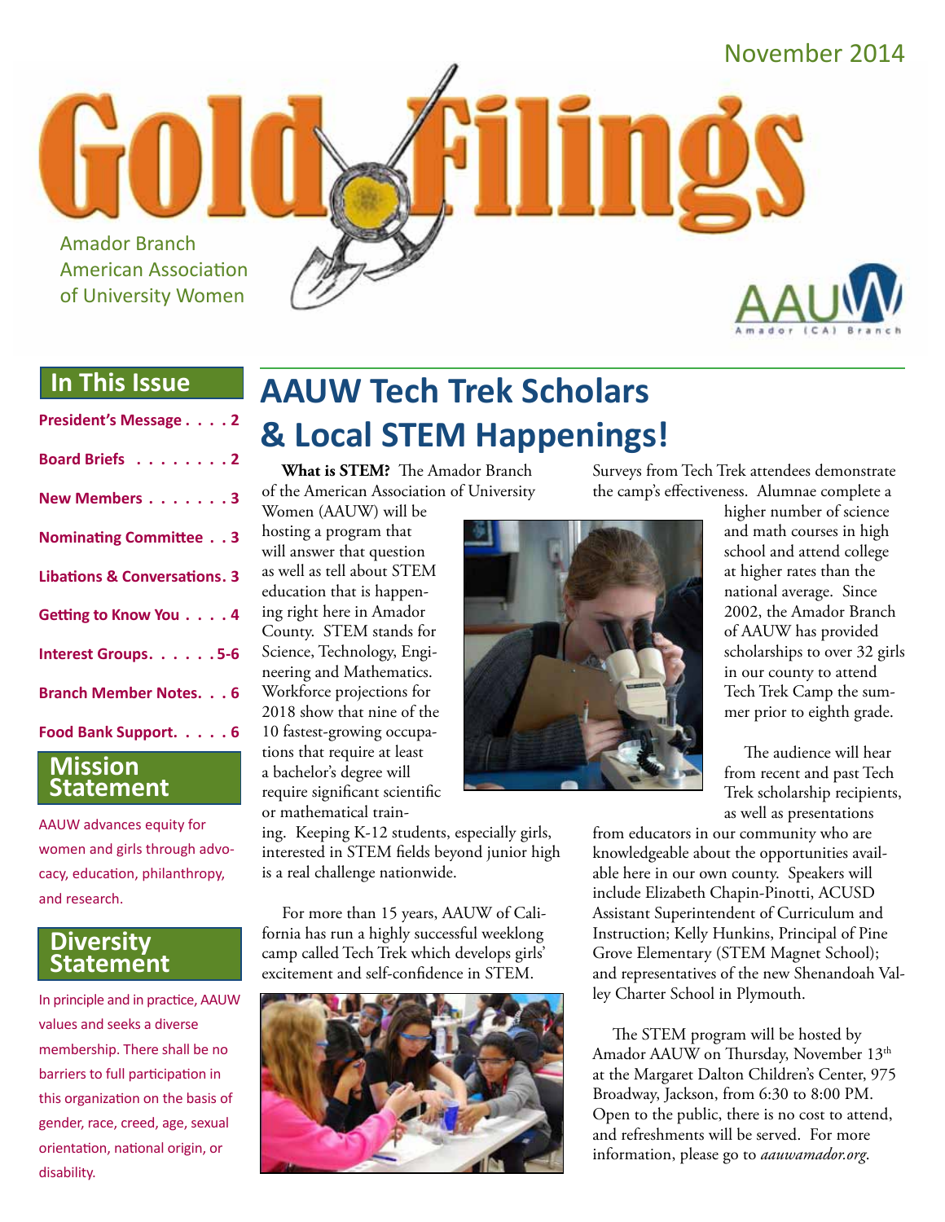November 2014

# Gold Filings

Amador Branch
American Association
of University Women

AAUW Amador (CA) Branch

## In This Issue

**President's Message . . . . 2**

**Board Briefs . . . . . . . . 2**

**New Members . . . . . . . 3**

**Nominating Committee . . 3**

**Libations & Conversations. 3**

**Getting to Know You . . . . 4**

**Interest Groups. . . . . . 5-6**

**Branch Member Notes. . . 6**

**Food Bank Support. . . . . 6**

## Mission Statement

AAUW advances equity for women and girls through advocacy, education, philanthropy, and research.

## Diversity Statement

In principle and in practice, AAUW values and seeks a diverse membership. There shall be no barriers to full participation in this organization on the basis of gender, race, creed, age, sexual orientation, national origin, or disability.

# AAUW Tech Trek Scholars & Local STEM Happenings!

**What is STEM?** The Amador Branch of the American Association of University Women (AAUW) will be hosting a program that will answer that question as well as tell about STEM education that is happening right here in Amador County. STEM stands for Science, Technology, Engineering and Mathematics. Workforce projections for 2018 show that nine of the 10 fastest-growing occupations that require at least a bachelor's degree will require significant scientific or mathematical training. Keeping K-12 students, especially girls, interested in STEM fields beyond junior high is a real challenge nationwide.

For more than 15 years, AAUW of California has run a highly successful weeklong camp called Tech Trek which develops girls' excitement and self-confidence in STEM.

Surveys from Tech Trek attendees demonstrate the camp's effectiveness. Alumnae complete a higher number of science and math courses in high school and attend college at higher rates than the national average. Since 2002, the Amador Branch of AAUW has provided scholarships to over 32 girls in our county to attend Tech Trek Camp the summer prior to eighth grade.

The audience will hear from recent and past Tech Trek scholarship recipients, as well as presentations from educators in our community who are knowledgeable about the opportunities available here in our own county. Speakers will include Elizabeth Chapin-Pinotti, ACUSD Assistant Superintendent of Curriculum and Instruction; Kelly Hunkins, Principal of Pine Grove Elementary (STEM Magnet School); and representatives of the new Shenandoah Valley Charter School in Plymouth.

The STEM program will be hosted by Amador AAUW on Thursday, November 13th at the Margaret Dalton Children's Center, 975 Broadway, Jackson, from 6:30 to 8:00 PM. Open to the public, there is no cost to attend, and refreshments will be served. For more information, please go to *aauwamador.org*.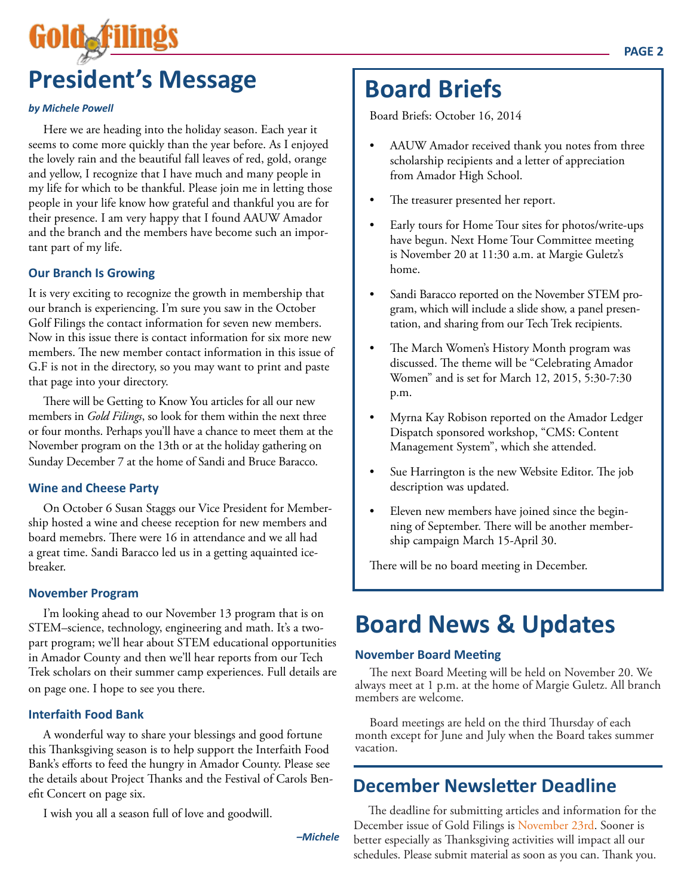# President's Message

***by Michele Powell***

Here we are heading into the holiday season. Each year it seems to come more quickly than the year before. As I enjoyed the lovely rain and the beautiful fall leaves of red, gold, orange and yellow, I recognize that I have much and many people in my life for which to be thankful. Please join me in letting those people in your life know how grateful and thankful you are for their presence. I am very happy that I found AAUW Amador and the branch and the members have become such an important part of my life.

### Our Branch Is Growing

It is very exciting to recognize the growth in membership that our branch is experiencing. I'm sure you saw in the October Golf Filings the contact information for seven new members. Now in this issue there is contact information for six more new members. The new member contact information in this issue of G.F is not in the directory, so you may want to print and paste that page into your directory.

There will be Getting to Know You articles for all our new members in *Gold Filings*, so look for them within the next three or four months. Perhaps you'll have a chance to meet them at the November program on the 13th or at the holiday gathering on Sunday December 7 at the home of Sandi and Bruce Baracco.

### Wine and Cheese Party

On October 6 Susan Staggs our Vice President for Membership hosted a wine and cheese reception for new members and board memebrs. There were 16 in attendance and we all had a great time. Sandi Baracco led us in a getting aquainted icebreaker.

### November Program

I'm looking ahead to our November 13 program that is on STEM–science, technology, engineering and math. It's a two-part program; we'll hear about STEM educational opportunities in Amador County and then we'll hear reports from our Tech Trek scholars on their summer camp experiences. Full details are on page one. I hope to see you there.

### Interfaith Food Bank

A wonderful way to share your blessings and good fortune this Thanksgiving season is to help support the Interfaith Food Bank's efforts to feed the hungry in Amador County. Please see the details about Project Thanks and the Festival of Carols Benefit Concert on page six.

I wish you all a season full of love and goodwill.

***–Michele***

# Board Briefs

Board Briefs: October 16, 2014

- AAUW Amador received thank you notes from three scholarship recipients and a letter of appreciation from Amador High School.
- The treasurer presented her report.
- Early tours for Home Tour sites for photos/write-ups have begun. Next Home Tour Committee meeting is November 20 at 11:30 a.m. at Margie Guletz's home.
- Sandi Baracco reported on the November STEM program, which will include a slide show, a panel presentation, and sharing from our Tech Trek recipients.
- The March Women's History Month program was discussed. The theme will be "Celebrating Amador Women" and is set for March 12, 2015, 5:30-7:30 p.m.
- Myrna Kay Robison reported on the Amador Ledger Dispatch sponsored workshop, "CMS: Content Management System", which she attended.
- Sue Harrington is the new Website Editor. The job description was updated.
- Eleven new members have joined since the beginning of September. There will be another membership campaign March 15-April 30.

There will be no board meeting in December.

# Board News & Updates

### November Board Meeting

The next Board Meeting will be held on November 20. We always meet at 1 p.m. at the home of Margie Guletz. All branch members are welcome.

Board meetings are held on the third Thursday of each month except for June and July when the Board takes summer vacation.

## December Newsletter Deadline

The deadline for submitting articles and information for the December issue of Gold Filings is November 23rd. Sooner is better especially as Thanksgiving activities will impact all our schedules. Please submit material as soon as you can. Thank you.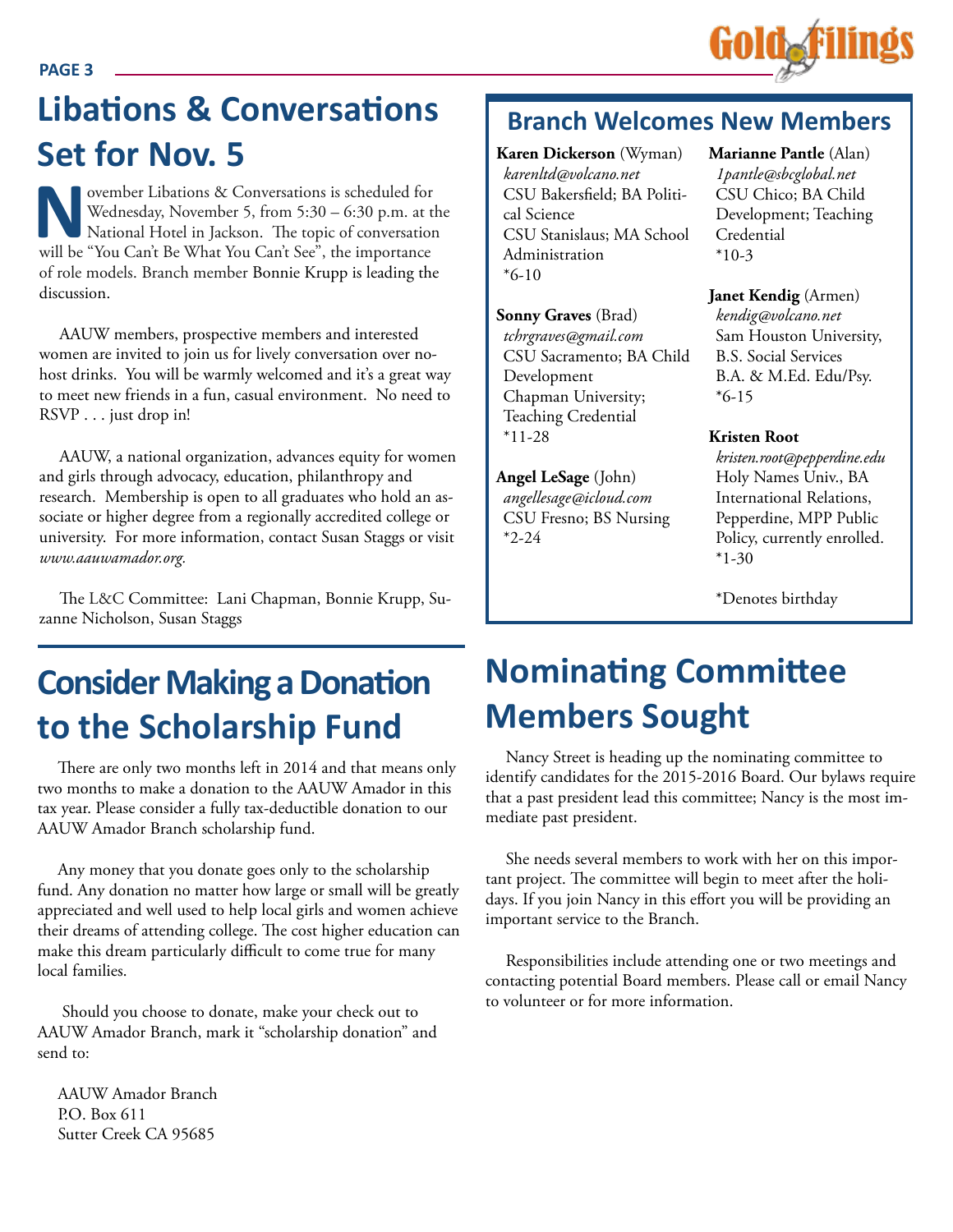## Libations & Conversations Set for Nov. 5

November Libations & Conversations is scheduled for Wednesday, November 5, from 5:30 – 6:30 p.m. at the National Hotel in Jackson. The topic of conversation will be "You Can't Be What You Can't See", the importance of role models. Branch member Bonnie Krupp is leading the discussion.

AAUW members, prospective members and interested women are invited to join us for lively conversation over no-host drinks. You will be warmly welcomed and it's a great way to meet new friends in a fun, casual environment. No need to RSVP . . . just drop in!

AAUW, a national organization, advances equity for women and girls through advocacy, education, philanthropy and research. Membership is open to all graduates who hold an associate or higher degree from a regionally accredited college or university. For more information, contact Susan Staggs or visit *www.aauwamador.org.*

The L&C Committee: Lani Chapman, Bonnie Krupp, Suzanne Nicholson, Susan Staggs

## Consider Making a Donation to the Scholarship Fund

There are only two months left in 2014 and that means only two months to make a donation to the AAUW Amador in this tax year. Please consider a fully tax-deductible donation to our AAUW Amador Branch scholarship fund.

Any money that you donate goes only to the scholarship fund. Any donation no matter how large or small will be greatly appreciated and well used to help local girls and women achieve their dreams of attending college. The cost higher education can make this dream particularly difficult to come true for many local families.

Should you choose to donate, make your check out to AAUW Amador Branch, mark it "scholarship donation" and send to:

AAUW Amador Branch
P.O. Box 611
Sutter Creek CA 95685

## Branch Welcomes New Members

**Karen Dickerson** (Wyman)
*karenltd@volcano.net*
CSU Bakersfield; BA Political Science
CSU Stanislaus; MA School Administration
*6-10

**Sonny Graves** (Brad)
*tchrgraves@gmail.com*
CSU Sacramento; BA Child Development
Chapman University; Teaching Credential
*11-28

**Angel LeSage** (John)
*angellesage@icloud.com*
CSU Fresno; BS Nursing
*2-24

**Marianne Pantle** (Alan)
*1pantle@sbcglobal.net*
CSU Chico; BA Child Development; Teaching Credential
*10-3

**Janet Kendig** (Armen)
*kendig@volcano.net*
Sam Houston University, B.S. Social Services
B.A. & M.Ed. Edu/Psy.
*6-15

**Kristen Root**
*kristen.root@pepperdine.edu*
Holy Names Univ., BA International Relations, Pepperdine, MPP Public Policy, currently enrolled.
*1-30

*Denotes birthday

## Nominating Committee Members Sought

Nancy Street is heading up the nominating committee to identify candidates for the 2015-2016 Board. Our bylaws require that a past president lead this committee; Nancy is the most immediate past president.

She needs several members to work with her on this important project. The committee will begin to meet after the holidays. If you join Nancy in this effort you will be providing an important service to the Branch.

Responsibilities include attending one or two meetings and contacting potential Board members. Please call or email Nancy to volunteer or for more information.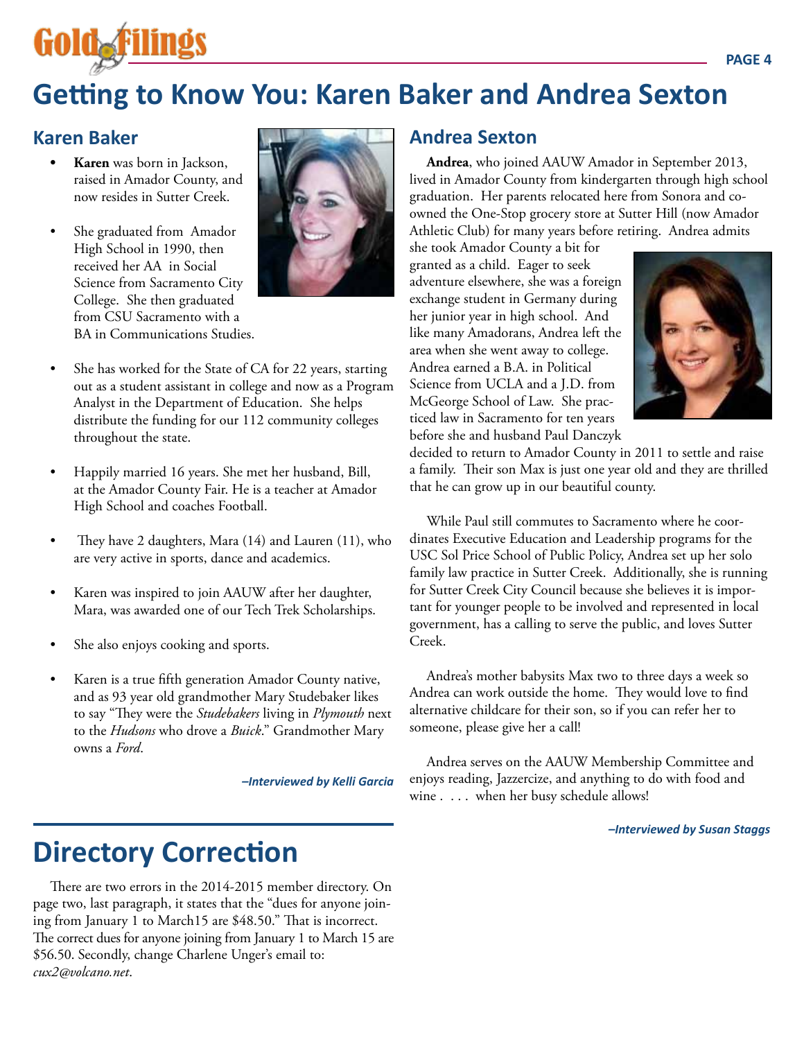# Getting to Know You: Karen Baker and Andrea Sexton

## Karen Baker

- **Karen** was born in Jackson, raised in Amador County, and now resides in Sutter Creek.
- She graduated from Amador High School in 1990, then received her AA in Social Science from Sacramento City College. She then graduated from CSU Sacramento with a BA in Communications Studies.
- She has worked for the State of CA for 22 years, starting out as a student assistant in college and now as a Program Analyst in the Department of Education. She helps distribute the funding for our 112 community colleges throughout the state.
- Happily married 16 years. She met her husband, Bill, at the Amador County Fair. He is a teacher at Amador High School and coaches Football.
- They have 2 daughters, Mara (14) and Lauren (11), who are very active in sports, dance and academics.
- Karen was inspired to join AAUW after her daughter, Mara, was awarded one of our Tech Trek Scholarships.
- She also enjoys cooking and sports.
- Karen is a true fifth generation Amador County native, and as 93 year old grandmother Mary Studebaker likes to say "They were the *Studebakers* living in *Plymouth* next to the *Hudsons* who drove a *Buick*." Grandmother Mary owns a *Ford*.

***–Interviewed by Kelli Garcia***

## Andrea Sexton

**Andrea**, who joined AAUW Amador in September 2013, lived in Amador County from kindergarten through high school graduation. Her parents relocated here from Sonora and co-owned the One-Stop grocery store at Sutter Hill (now Amador Athletic Club) for many years before retiring. Andrea admits she took Amador County a bit for granted as a child. Eager to seek adventure elsewhere, she was a foreign exchange student in Germany during her junior year in high school. And like many Amadorans, Andrea left the area when she went away to college. Andrea earned a B.A. in Political Science from UCLA and a J.D. from McGeorge School of Law. She practiced law in Sacramento for ten years before she and husband Paul Danczyk decided to return to Amador County in 2011 to settle and raise a family. Their son Max is just one year old and they are thrilled that he can grow up in our beautiful county.

While Paul still commutes to Sacramento where he coordinates Executive Education and Leadership programs for the USC Sol Price School of Public Policy, Andrea set up her solo family law practice in Sutter Creek. Additionally, she is running for Sutter Creek City Council because she believes it is important for younger people to be involved and represented in local government, has a calling to serve the public, and loves Sutter Creek.

Andrea's mother babysits Max two to three days a week so Andrea can work outside the home. They would love to find alternative childcare for their son, so if you can refer her to someone, please give her a call!

Andrea serves on the AAUW Membership Committee and enjoys reading, Jazzercize, and anything to do with food and wine . . . . when her busy schedule allows!

***–Interviewed by Susan Staggs***

# Directory Correction

There are two errors in the 2014-2015 member directory. On page two, last paragraph, it states that the "dues for anyone joining from January 1 to March15 are $48.50." That is incorrect. The correct dues for anyone joining from January 1 to March 15 are $56.50. Secondly, change Charlene Unger's email to: *cux2@volcano.net*.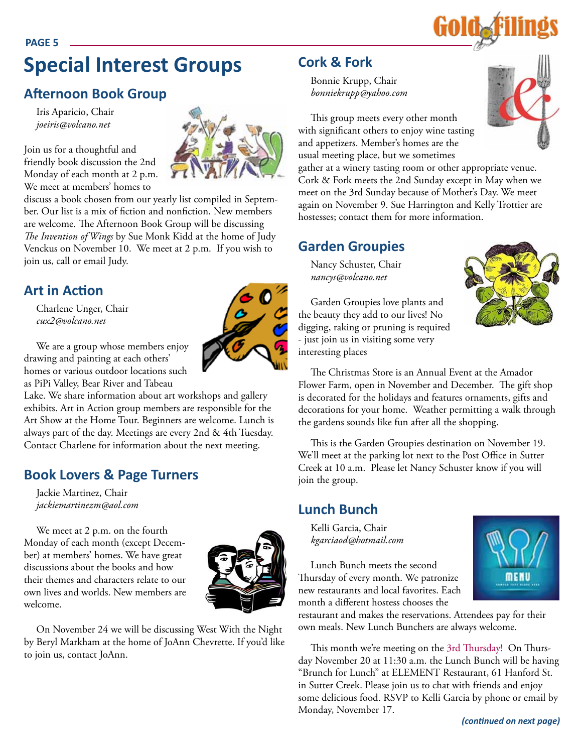# Special Interest Groups

## Afternoon Book Group

Iris Aparicio, Chair
*joeiris@volcano.net*

Join us for a thoughtful and friendly book discussion the 2nd Monday of each month at 2 p.m. We meet at members' homes to discuss a book chosen from our yearly list compiled in September. Our list is a mix of fiction and nonfiction. New members are welcome. The Afternoon Book Group will be discussing *The Invention of Wings* by Sue Monk Kidd at the home of Judy Venckus on November 10. We meet at 2 p.m. If you wish to join us, call or email Judy.

## Art in Action

Charlene Unger, Chair
*cux2@volcano.net*

We are a group whose members enjoy drawing and painting at each others' homes or various outdoor locations such as PiPi Valley, Bear River and Tabeau Lake. We share information about art workshops and gallery exhibits. Art in Action group members are responsible for the Art Show at the Home Tour. Beginners are welcome. Lunch is always part of the day. Meetings are every 2nd & 4th Tuesday. Contact Charlene for information about the next meeting.

## Book Lovers & Page Turners

Jackie Martinez, Chair
*jackiemartinezm@aol.com*

We meet at 2 p.m. on the fourth Monday of each month (except December) at members' homes. We have great discussions about the books and how their themes and characters relate to our own lives and worlds. New members are welcome.

On November 24 we will be discussing West With the Night by Beryl Markham at the home of JoAnn Chevrette. If you'd like to join us, contact JoAnn.

## Cork & Fork

Bonnie Krupp, Chair
*bonniekrupp@yahoo.com*

This group meets every other month with significant others to enjoy wine tasting and appetizers. Member's homes are the usual meeting place, but we sometimes gather at a winery tasting room or other appropriate venue. Cork & Fork meets the 2nd Sunday except in May when we meet on the 3rd Sunday because of Mother's Day. We meet again on November 9. Sue Harrington and Kelly Trottier are hostesses; contact them for more information.

## Garden Groupies

Nancy Schuster, Chair
*nancys@volcano.net*

Garden Groupies love plants and the beauty they add to our lives! No digging, raking or pruning is required - just join us in visiting some very interesting places

The Christmas Store is an Annual Event at the Amador Flower Farm, open in November and December. The gift shop is decorated for the holidays and features ornaments, gifts and decorations for your home. Weather permitting a walk through the gardens sounds like fun after all the shopping.

This is the Garden Groupies destination on November 19. We'll meet at the parking lot next to the Post Office in Sutter Creek at 10 a.m. Please let Nancy Schuster know if you will join the group.

## Lunch Bunch

Kelli Garcia, Chair
*kgarciaod@hotmail.com*

Lunch Bunch meets the second Thursday of every month. We patronize new restaurants and local favorites. Each month a different hostess chooses the restaurant and makes the reservations. Attendees pay for their own meals. New Lunch Bunchers are always welcome.

This month we're meeting on the 3rd Thursday! On Thursday November 20 at 11:30 a.m. the Lunch Bunch will be having "Brunch for Lunch" at ELEMENT Restaurant, 61 Hanford St. in Sutter Creek. Please join us to chat with friends and enjoy some delicious food. RSVP to Kelli Garcia by phone or email by Monday, November 17.

***(continued on next page)***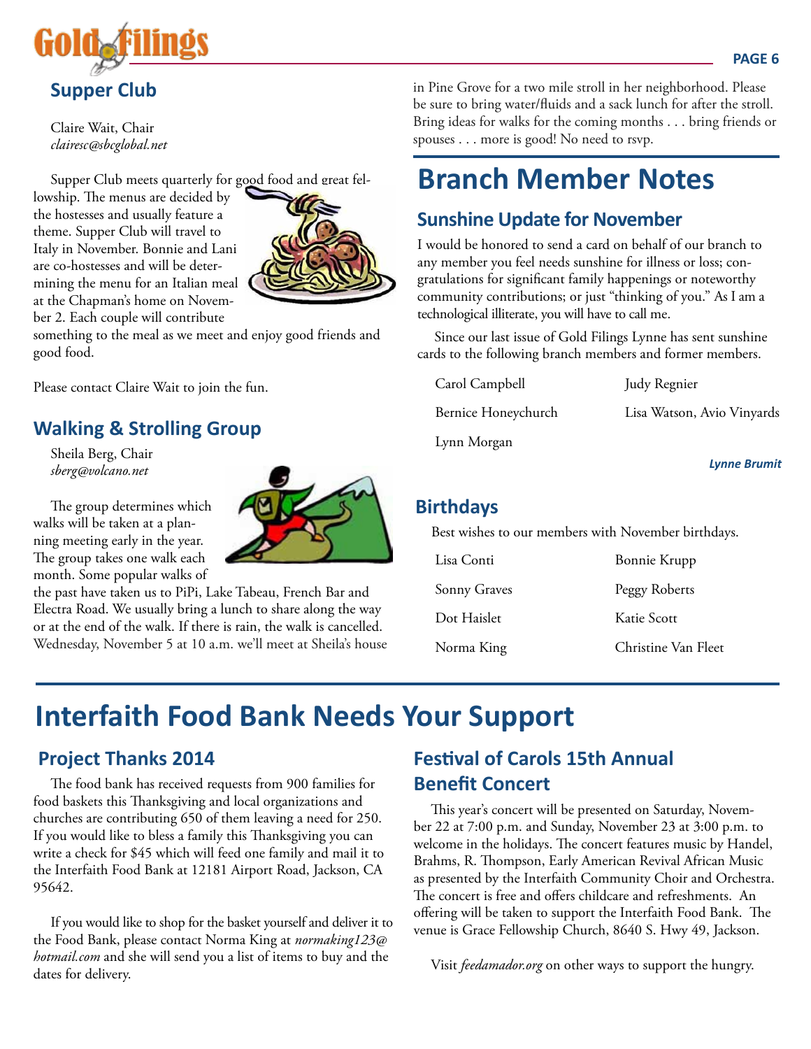## Supper Club

Claire Wait, Chair
*clairesc@sbcglobal.net*

Supper Club meets quarterly for good food and great fellowship. The menus are decided by the hostesses and usually feature a theme. Supper Club will travel to Italy in November. Bonnie and Lani are co-hostesses and will be determining the menu for an Italian meal at the Chapman's home on November 2. Each couple will contribute something to the meal as we meet and enjoy good friends and good food.

Please contact Claire Wait to join the fun.

## Walking & Strolling Group

Sheila Berg, Chair
*sberg@volcano.net*

The group determines which walks will be taken at a planning meeting early in the year. The group takes one walk each month. Some popular walks of the past have taken us to PiPi, Lake Tabeau, French Bar and Electra Road. We usually bring a lunch to share along the way or at the end of the walk. If there is rain, the walk is cancelled. Wednesday, November 5 at 10 a.m. we'll meet at Sheila's house in Pine Grove for a two mile stroll in her neighborhood. Please be sure to bring water/fluids and a sack lunch for after the stroll. Bring ideas for walks for the coming months . . . bring friends or spouses . . . more is good! No need to rsvp.

# Branch Member Notes

## Sunshine Update for November

I would be honored to send a card on behalf of our branch to any member you feel needs sunshine for illness or loss; congratulations for significant family happenings or noteworthy community contributions; or just "thinking of you." As I am a technological illiterate, you will have to call me.

Since our last issue of Gold Filings Lynne has sent sunshine cards to the following branch members and former members.

| | |
|---|---|
| Carol Campbell | Judy Regnier |
| Bernice Honeychurch | Lisa Watson, Avio Vinyards |
| Lynn Morgan | |

***Lynne Brumit***

## Birthdays

Best wishes to our members with November birthdays.

| | |
|---|---|
| Lisa Conti | Bonnie Krupp |
| Sonny Graves | Peggy Roberts |
| Dot Haislet | Katie Scott |
| Norma King | Christine Van Fleet |

# Interfaith Food Bank Needs Your Support

## Project Thanks 2014

The food bank has received requests from 900 families for food baskets this Thanksgiving and local organizations and churches are contributing 650 of them leaving a need for 250. If you would like to bless a family this Thanksgiving you can write a check for $45 which will feed one family and mail it to the Interfaith Food Bank at 12181 Airport Road, Jackson, CA 95642.

If you would like to shop for the basket yourself and deliver it to the Food Bank, please contact Norma King at *normaking123@hotmail.com* and she will send you a list of items to buy and the dates for delivery.

## Festival of Carols 15th Annual Benefit Concert

This year's concert will be presented on Saturday, November 22 at 7:00 p.m. and Sunday, November 23 at 3:00 p.m. to welcome in the holidays. The concert features music by Handel, Brahms, R. Thompson, Early American Revival African Music as presented by the Interfaith Community Choir and Orchestra. The concert is free and offers childcare and refreshments. An offering will be taken to support the Interfaith Food Bank. The venue is Grace Fellowship Church, 8640 S. Hwy 49, Jackson.

Visit *feedamador.org* on other ways to support the hungry.